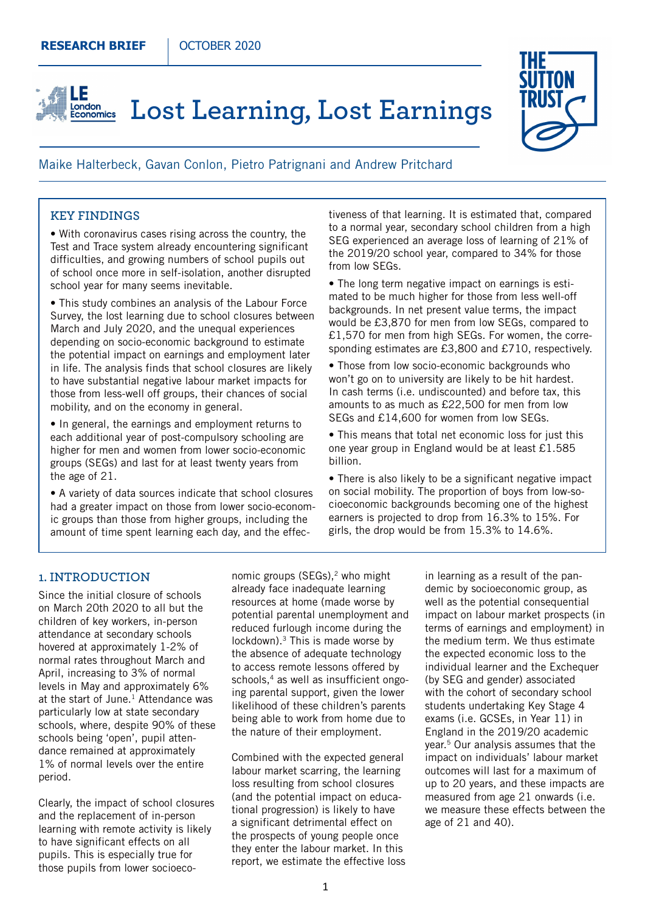RESEARCH BRIEF | OCTOBER 2020

# Lost Learning, Lost Earnings

Maike Halterbeck, Gavan Conlon, Pietro Patrignani and Andrew Pritchard

## KEY FINDINGS

- With coronavirus cases rising across the country, the Test and Trace system already encountering significant difficulties, and growing numbers of school pupils out of school once more in self-isolation, another disrupted school year for many seems inevitable.
- This study combines an analysis of the Labour Force Survey, the lost learning due to school closures between March and July 2020, and the unequal experiences depending on socio-economic background to estimate the potential impact on earnings and employment later in life. The analysis finds that school closures are likely to have substantial negative labour market impacts for those from less-well off groups, their chances of social mobility, and on the economy in general.
- In general, the earnings and employment returns to each additional year of post-compulsory schooling are higher for men and women from lower socio-economic groups (SEGs) and last for at least twenty years from the age of 21.
- A variety of data sources indicate that school closures had a greater impact on those from lower socio-economic groups than those from higher groups, including the amount of time spent learning each day, and the effectiveness of that learning. It is estimated that, compared to a normal year, secondary school children from a high SEG experienced an average loss of learning of 21% of the 2019/20 school year, compared to 34% for those from low SEGs.
- The long term negative impact on earnings is estimated to be much higher for those from less well-off backgrounds. In net present value terms, the impact would be £3,870 for men from low SEGs, compared to £1,570 for men from high SEGs. For women, the corresponding estimates are £3,800 and £710, respectively.
- Those from low socio-economic backgrounds who won't go on to university are likely to be hit hardest. In cash terms (i.e. undiscounted) and before tax, this amounts to as much as £22,500 for men from low SEGs and £14,600 for women from low SEGs.
- This means that total net economic loss for just this one year group in England would be at least £1.585 billion.
- There is also likely to be a significant negative impact on social mobility. The proportion of boys from low-socioeconomic backgrounds becoming one of the highest earners is projected to drop from 16.3% to 15%. For girls, the drop would be from 15.3% to 14.6%.

## 1. INTRODUCTION

Since the initial closure of schools on March 20th 2020 to all but the children of key workers, in-person attendance at secondary schools hovered at approximately 1-2% of normal rates throughout March and April, increasing to 3% of normal levels in May and approximately 6% at the start of June.[1] Attendance was particularly low at state secondary schools, where, despite 90% of these schools being 'open', pupil attendance remained at approximately 1% of normal levels over the entire period.

Clearly, the impact of school closures and the replacement of in-person learning with remote activity is likely to have significant effects on all pupils. This is especially true for those pupils from lower socioeconomic groups (SEGs),[2] who might already face inadequate learning resources at home (made worse by potential parental unemployment and reduced furlough income during the lockdown).[3] This is made worse by the absence of adequate technology to access remote lessons offered by schools,[4] as well as insufficient ongoing parental support, given the lower likelihood of these children's parents being able to work from home due to the nature of their employment.

Combined with the expected general labour market scarring, the learning loss resulting from school closures (and the potential impact on educational progression) is likely to have a significant detrimental effect on the prospects of young people once they enter the labour market. In this report, we estimate the effective loss in learning as a result of the pandemic by socioeconomic group, as well as the potential consequential impact on labour market prospects (in terms of earnings and employment) in the medium term. We thus estimate the expected economic loss to the individual learner and the Exchequer (by SEG and gender) associated with the cohort of secondary school students undertaking Key Stage 4 exams (i.e. GCSEs, in Year 11) in England in the 2019/20 academic year.[5] Our analysis assumes that the impact on individuals' labour market outcomes will last for a maximum of up to 20 years, and these impacts are measured from age 21 onwards (i.e. we measure these effects between the age of 21 and 40).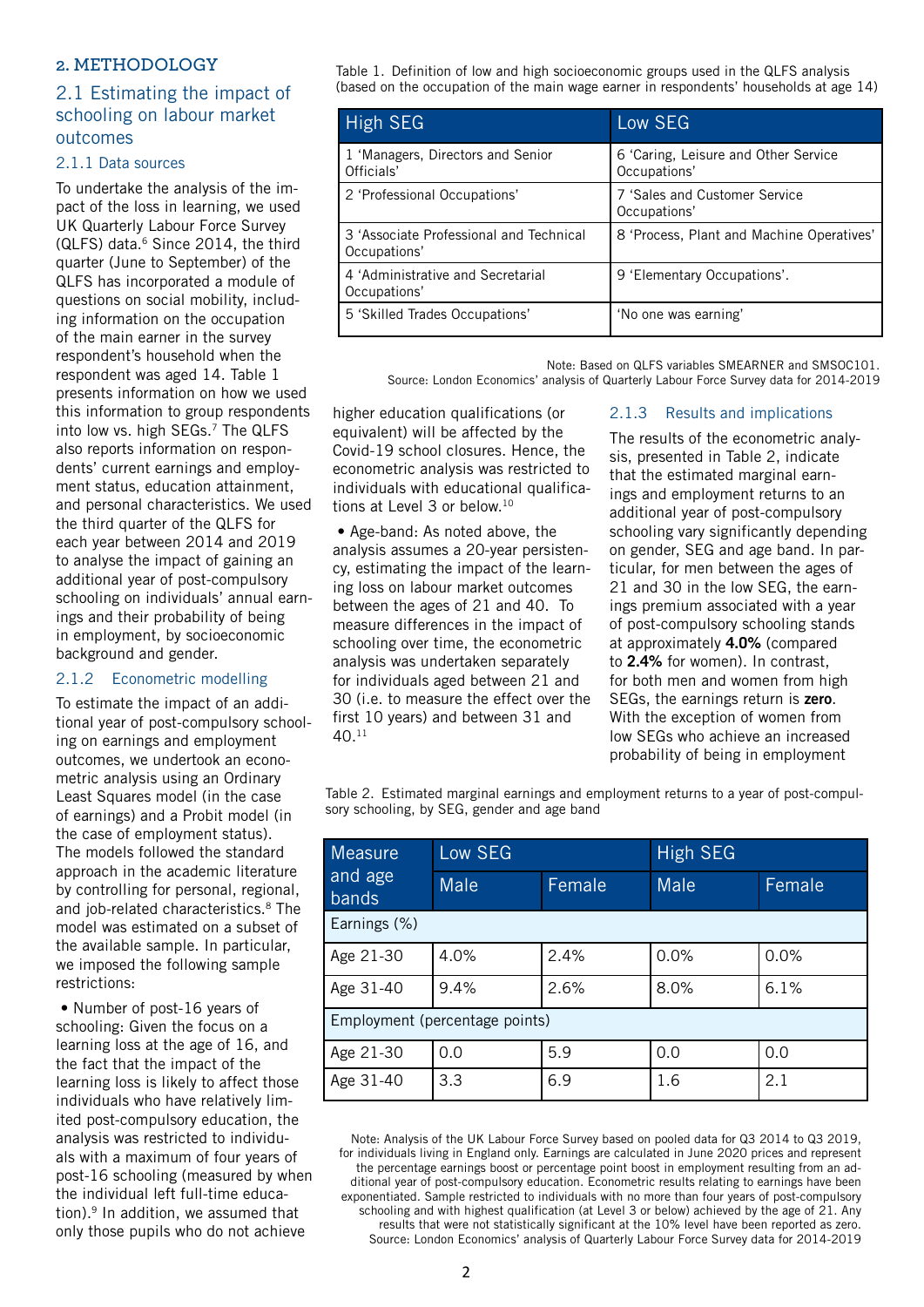## 2. METHODOLOGY

### 2.1 Estimating the impact of schooling on labour market outcomes

#### 2.1.1 Data sources

To undertake the analysis of the impact of the loss in learning, we used UK Quarterly Labour Force Survey (QLFS) data.[6] Since 2014, the third quarter (June to September) of the QLFS has incorporated a module of questions on social mobility, including information on the occupation of the main earner in the survey respondent's household when the respondent was aged 14. Table 1 presents information on how we used this information to group respondents into low vs. high SEGs.[7] The QLFS also reports information on respondents' current earnings and employment status, education attainment, and personal characteristics. We used the third quarter of the QLFS for each year between 2014 and 2019 to analyse the impact of gaining an additional year of post-compulsory schooling on individuals' annual earnings and their probability of being in employment, by socioeconomic background and gender.

Table 1. Definition of low and high socioeconomic groups used in the QLFS analysis (based on the occupation of the main wage earner in respondents' households at age 14)

| High SEG | Low SEG |
|---|---|
| 1 'Managers, Directors and Senior Officials' | 6 'Caring, Leisure and Other Service Occupations' |
| 2 'Professional Occupations' | 7 'Sales and Customer Service Occupations' |
| 3 'Associate Professional and Technical Occupations' | 8 'Process, Plant and Machine Operatives' |
| 4 'Administrative and Secretarial Occupations' | 9 'Elementary Occupations'. |
| 5 'Skilled Trades Occupations' | 'No one was earning' |

Note: Based on QLFS variables SMEARNER and SMSOC101.
Source: London Economics' analysis of Quarterly Labour Force Survey data for 2014-2019

#### 2.1.2 Econometric modelling

To estimate the impact of an additional year of post-compulsory schooling on earnings and employment outcomes, we undertook an econometric analysis using an Ordinary Least Squares model (in the case of earnings) and a Probit model (in the case of employment status). The models followed the standard approach in the academic literature by controlling for personal, regional, and job-related characteristics.[8] The model was estimated on a subset of the available sample. In particular, we imposed the following sample restrictions:

- Number of post-16 years of schooling: Given the focus on a learning loss at the age of 16, and the fact that the impact of the learning loss is likely to affect those individuals who have relatively limited post-compulsory education, the analysis was restricted to individuals with a maximum of four years of post-16 schooling (measured by when the individual left full-time education).[9] In addition, we assumed that only those pupils who do not achieve higher education qualifications (or equivalent) will be affected by the Covid-19 school closures. Hence, the econometric analysis was restricted to individuals with educational qualifications at Level 3 or below.[10]
- Age-band: As noted above, the analysis assumes a 20-year persistency, estimating the impact of the learning loss on labour market outcomes between the ages of 21 and 40. To measure differences in the impact of schooling over time, the econometric analysis was undertaken separately for individuals aged between 21 and 30 (i.e. to measure the effect over the first 10 years) and between 31 and 40.[11]

#### 2.1.3 Results and implications

The results of the econometric analysis, presented in Table 2, indicate that the estimated marginal earnings and employment returns to an additional year of post-compulsory schooling vary significantly depending on gender, SEG and age band. In particular, for men between the ages of 21 and 30 in the low SEG, the earnings premium associated with a year of post-compulsory schooling stands at approximately **4.0%** (compared to **2.4%** for women). In contrast, for both men and women from high SEGs, the earnings return is **zero**. With the exception of women from low SEGs who achieve an increased probability of being in employment

Table 2. Estimated marginal earnings and employment returns to a year of post-compulsory schooling, by SEG, gender and age band

| Measure and age bands | Low SEG | | High SEG | |
|---|---|---|---|---|
| | Male | Female | Male | Female |
| Earnings (%) | | | | |
| Age 21-30 | 4.0% | 2.4% | 0.0% | 0.0% |
| Age 31-40 | 9.4% | 2.6% | 8.0% | 6.1% |
| Employment (percentage points) | | | | |
| Age 21-30 | 0.0 | 5.9 | 0.0 | 0.0 |
| Age 31-40 | 3.3 | 6.9 | 1.6 | 2.1 |

Note: Analysis of the UK Labour Force Survey based on pooled data for Q3 2014 to Q3 2019, for individuals living in England only. Earnings are calculated in June 2020 prices and represent the percentage earnings boost or percentage point boost in employment resulting from an additional year of post-compulsory education. Econometric results relating to earnings have been exponentiated. Sample restricted to individuals with no more than four years of post-compulsory schooling and with highest qualification (at Level 3 or below) achieved by the age of 21. Any results that were not statistically significant at the 10% level have been reported as zero.
Source: London Economics' analysis of Quarterly Labour Force Survey data for 2014-2019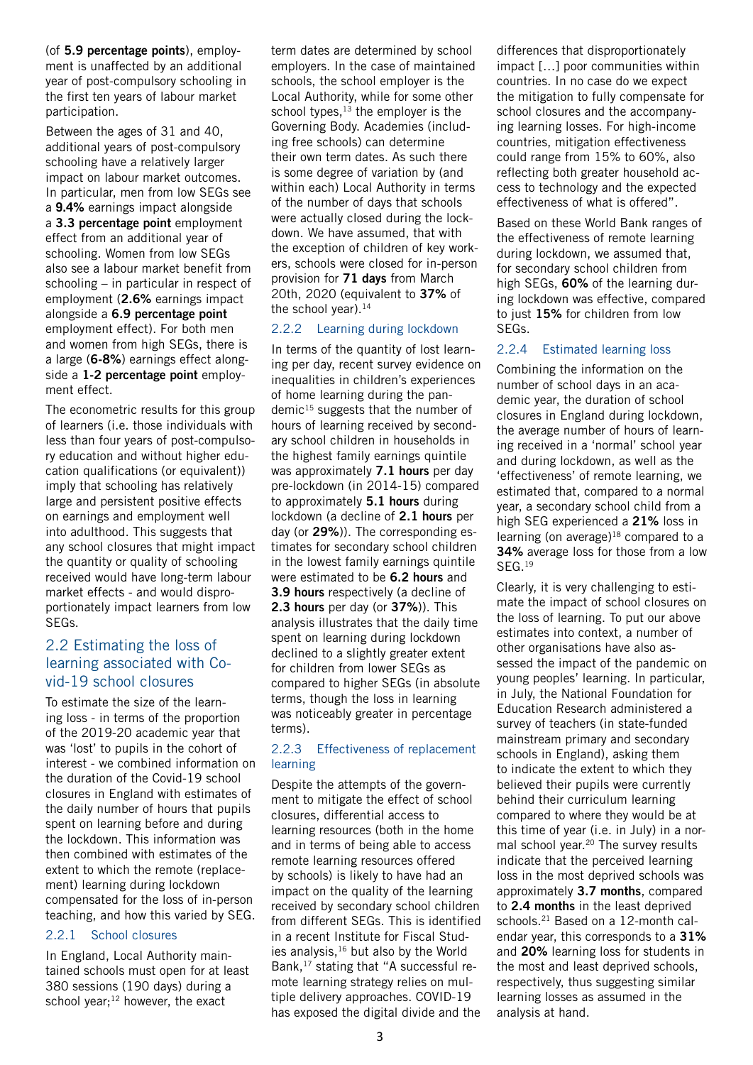(of **5.9 percentage points**), employment is unaffected by an additional year of post-compulsory schooling in the first ten years of labour market participation.

Between the ages of 31 and 40, additional years of post-compulsory schooling have a relatively larger impact on labour market outcomes. In particular, men from low SEGs see a **9.4%** earnings impact alongside a **3.3 percentage point** employment effect from an additional year of schooling. Women from low SEGs also see a labour market benefit from schooling – in particular in respect of employment (**2.6%** earnings impact alongside a **6.9 percentage point** employment effect). For both men and women from high SEGs, there is a large (**6-8%**) earnings effect alongside a **1-2 percentage point** employment effect.

The econometric results for this group of learners (i.e. those individuals with less than four years of post-compulsory education and without higher education qualifications (or equivalent)) imply that schooling has relatively large and persistent positive effects on earnings and employment well into adulthood. This suggests that any school closures that might impact the quantity or quality of schooling received would have long-term labour market effects - and would disproportionately impact learners from low SEGs.

## 2.2 Estimating the loss of learning associated with Covid-19 school closures

To estimate the size of the learning loss - in terms of the proportion of the 2019-20 academic year that was 'lost' to pupils in the cohort of interest - we combined information on the duration of the Covid-19 school closures in England with estimates of the daily number of hours that pupils spent on learning before and during the lockdown. This information was then combined with estimates of the extent to which the remote (replacement) learning during lockdown compensated for the loss of in-person teaching, and how this varied by SEG.

### 2.2.1 School closures

In England, Local Authority maintained schools must open for at least 380 sessions (190 days) during a school year;[12] however, the exact term dates are determined by school employers. In the case of maintained schools, the school employer is the Local Authority, while for some other school types,[13] the employer is the Governing Body. Academies (including free schools) can determine their own term dates. As such there is some degree of variation by (and within each) Local Authority in terms of the number of days that schools were actually closed during the lockdown. We have assumed, that with the exception of children of key workers, schools were closed for in-person provision for **71 days** from March 20th, 2020 (equivalent to **37%** of the school year).[14]

### 2.2.2 Learning during lockdown

In terms of the quantity of lost learning per day, recent survey evidence on inequalities in children's experiences of home learning during the pandemic[15] suggests that the number of hours of learning received by secondary school children in households in the highest family earnings quintile was approximately **7.1 hours** per day pre-lockdown (in 2014-15) compared to approximately **5.1 hours** during lockdown (a decline of **2.1 hours** per day (or **29%**)). The corresponding estimates for secondary school children in the lowest family earnings quintile were estimated to be **6.2 hours** and **3.9 hours** respectively (a decline of **2.3 hours** per day (or **37%**)). This analysis illustrates that the daily time spent on learning during lockdown declined to a slightly greater extent for children from lower SEGs as compared to higher SEGs (in absolute terms, though the loss in learning was noticeably greater in percentage terms).

### 2.2.3 Effectiveness of replacement learning

Despite the attempts of the government to mitigate the effect of school closures, differential access to learning resources (both in the home and in terms of being able to access remote learning resources offered by schools) is likely to have had an impact on the quality of the learning received by secondary school children from different SEGs. This is identified in a recent Institute for Fiscal Studies analysis,[16] but also by the World Bank,[17] stating that "A successful remote learning strategy relies on multiple delivery approaches. COVID-19 has exposed the digital divide and the differences that disproportionately impact […] poor communities within countries. In no case do we expect the mitigation to fully compensate for school closures and the accompanying learning losses. For high-income countries, mitigation effectiveness could range from 15% to 60%, also reflecting both greater household access to technology and the expected effectiveness of what is offered".

Based on these World Bank ranges of the effectiveness of remote learning during lockdown, we assumed that, for secondary school children from high SEGs, **60%** of the learning during lockdown was effective, compared to just **15%** for children from low SEGs.

### 2.2.4 Estimated learning loss

Combining the information on the number of school days in an academic year, the duration of school closures in England during lockdown, the average number of hours of learning received in a 'normal' school year and during lockdown, as well as the 'effectiveness' of remote learning, we estimated that, compared to a normal year, a secondary school child from a high SEG experienced a **21%** loss in learning (on average)[18] compared to a **34%** average loss for those from a low SEG.[19]

Clearly, it is very challenging to estimate the impact of school closures on the loss of learning. To put our above estimates into context, a number of other organisations have also assessed the impact of the pandemic on young peoples' learning. In particular, in July, the National Foundation for Education Research administered a survey of teachers (in state-funded mainstream primary and secondary schools in England), asking them to indicate the extent to which they believed their pupils were currently behind their curriculum learning compared to where they would be at this time of year (i.e. in July) in a normal school year.[20] The survey results indicate that the perceived learning loss in the most deprived schools was approximately **3.7 months**, compared to **2.4 months** in the least deprived schools.[21] Based on a 12-month calendar year, this corresponds to a **31%** and **20%** learning loss for students in the most and least deprived schools, respectively, thus suggesting similar learning losses as assumed in the analysis at hand.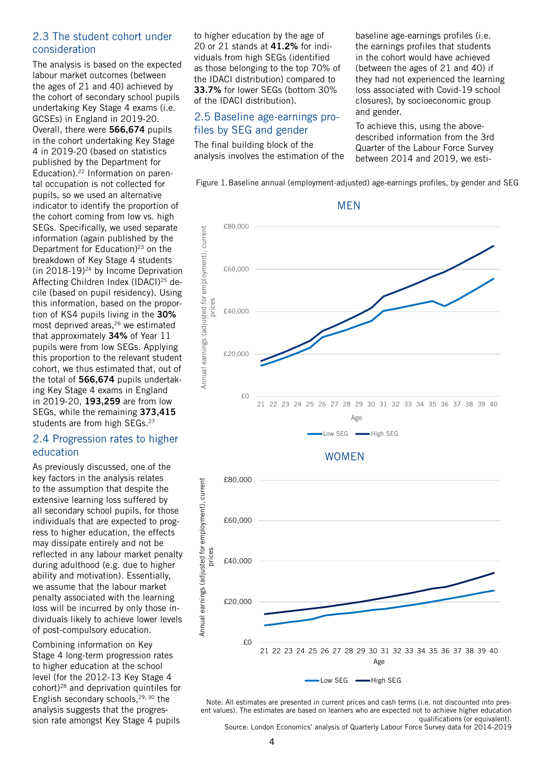## 2.3 The student cohort under consideration

The analysis is based on the expected labour market outcomes (between the ages of 21 and 40) achieved by the cohort of secondary school pupils undertaking Key Stage 4 exams (i.e. GCSEs) in England in 2019-20. Overall, there were **566,674** pupils in the cohort undertaking Key Stage 4 in 2019-20 (based on statistics published by the Department for Education).[22] Information on parental occupation is not collected for pupils, so we used an alternative indicator to identify the proportion of the cohort coming from low vs. high SEGs. Specifically, we used separate information (again published by the Department for Education)[23] on the breakdown of Key Stage 4 students (in 2018-19)[24] by Income Deprivation Affecting Children Index (IDACI)[25] decile (based on pupil residency). Using this information, based on the proportion of KS4 pupils living in the **30%** most deprived areas,[26] we estimated that approximately **34%** of Year 11 pupils were from low SEGs. Applying this proportion to the relevant student cohort, we thus estimated that, out of the total of **566,674** pupils undertaking Key Stage 4 exams in England in 2019-20, **193,259** are from low SEGs, while the remaining **373,415** students are from high SEGs.[27]

## 2.4 Progression rates to higher education

As previously discussed, one of the key factors in the analysis relates to the assumption that despite the extensive learning loss suffered by all secondary school pupils, for those individuals that are expected to progress to higher education, the effects may dissipate entirely and not be reflected in any labour market penalty during adulthood (e.g. due to higher ability and motivation). Essentially, we assume that the labour market penalty associated with the learning loss will be incurred by only those individuals likely to achieve lower levels of post-compulsory education.

Combining information on Key Stage 4 long-term progression rates to higher education at the school level (for the 2012-13 Key Stage 4 cohort)[28] and deprivation quintiles for English secondary schools,[29, 30] the analysis suggests that the progression rate amongst Key Stage 4 pupils to higher education by the age of 20 or 21 stands at **41.2%** for individuals from high SEGs (identified as those belonging to the top 70% of the IDACI distribution) compared to **33.7%** for lower SEGs (bottom 30% of the IDACI distribution).

## 2.5 Baseline age-earnings profiles by SEG and gender

The final building block of the analysis involves the estimation of the baseline age-earnings profiles (i.e. the earnings profiles that students in the cohort would have achieved (between the ages of 21 and 40) if they had not experienced the learning loss associated with Covid-19 school closures), by socioeconomic group and gender.

To achieve this, using the above-described information from the 3rd Quarter of the Labour Force Survey between 2014 and 2019, we esti-

Figure 1. Baseline annual (employment-adjusted) age-earnings profiles, by gender and SEG

Note: All estimates are presented in current prices and cash terms (i.e. not discounted into present values). The estimates are based on learners who are expected not to achieve higher education qualifications (or equivalent).
Source: London Economics' analysis of Quarterly Labour Force Survey data for 2014-2019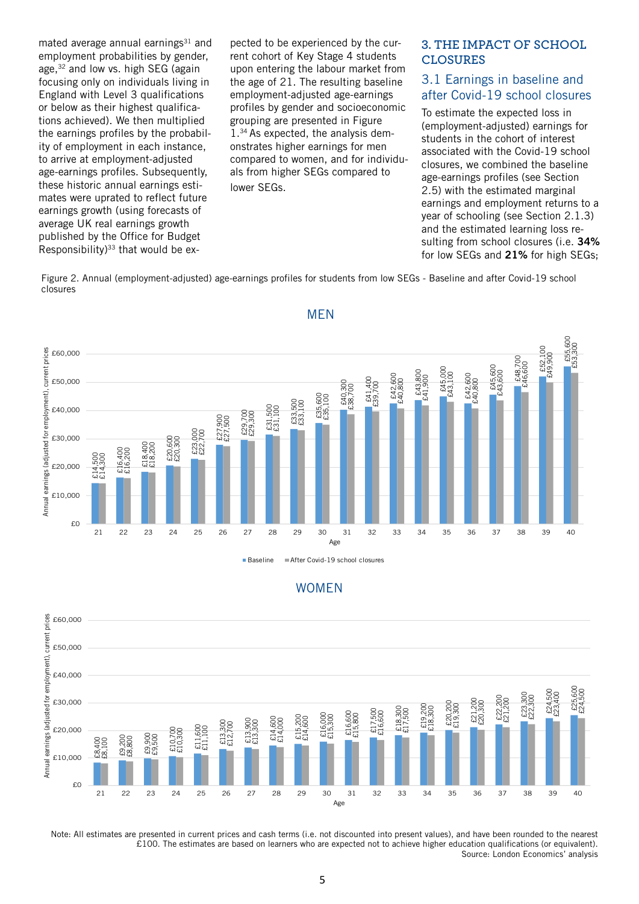mated average annual earnings[31] and employment probabilities by gender, age,[32] and low vs. high SEG (again focusing only on individuals living in England with Level 3 qualifications or below as their highest qualifications achieved). We then multiplied the earnings profiles by the probability of employment in each instance, to arrive at employment-adjusted age-earnings profiles. Subsequently, these historic annual earnings estimates were uprated to reflect future earnings growth (using forecasts of average UK real earnings growth published by the Office for Budget Responsibility)[33] that would be expected to be experienced by the current cohort of Key Stage 4 students upon entering the labour market from the age of 21. The resulting baseline employment-adjusted age-earnings profiles by gender and socioeconomic grouping are presented in Figure 1.[34] As expected, the analysis demonstrates higher earnings for men compared to women, and for individuals from higher SEGs compared to lower SEGs.

## 3. THE IMPACT OF SCHOOL CLOSURES

### 3.1 Earnings in baseline and after Covid-19 school closures

To estimate the expected loss in (employment-adjusted) earnings for students in the cohort of interest associated with the Covid-19 school closures, we combined the baseline age-earnings profiles (see Section 2.5) with the estimated marginal earnings and employment returns to a year of schooling (see Section 2.1.3) and the estimated learning loss resulting from school closures (i.e. **34%** for low SEGs and **21%** for high SEGs;

Figure 2. Annual (employment-adjusted) age-earnings profiles for students from low SEGs - Baseline and after Covid-19 school closures

**MEN**

| Age | Baseline | After Covid-19 school closures |
|---|---|---|
| 21 | £14,500 | £14,300 |
| 22 | £16,400 | £16,200 |
| 23 | £18,400 | £18,200 |
| 24 | £20,600 | £20,300 |
| 25 | £23,000 | £22,700 |
| 26 | £27,900 | £27,500 |
| 27 | £29,700 | £29,300 |
| 28 | £31,500 | £31,100 |
| 29 | £33,500 | £33,100 |
| 30 | £35,600 | £35,100 |
| 31 | £40,300 | £38,700 |
| 32 | £41,400 | £39,700 |
| 33 | £42,600 | £40,800 |
| 34 | £43,800 | £41,900 |
| 35 | £45,000 | £43,100 |
| 36 | £42,600 | £40,800 |
| 37 | £45,600 | £43,600 |
| 38 | £48,700 | £46,600 |
| 39 | £52,100 | £49,900 |
| 40 | £55,600 | £53,300 |

**WOMEN**

| Age | Baseline | After Covid-19 school closures |
|---|---|---|
| 21 | £8,400 | £8,100 |
| 22 | £9,200 | £8,800 |
| 23 | £9,900 | £9,500 |
| 24 | £10,700 | £10,300 |
| 25 | £11,600 | £11,100 |
| 26 | £13,300 | £12,700 |
| 27 | £13,900 | £13,300 |
| 28 | £14,600 | £14,000 |
| 29 | £15,200 | £14,600 |
| 30 | £16,000 | £15,300 |
| 31 | £16,600 | £15,800 |
| 32 | £17,500 | £16,600 |
| 33 | £18,300 | £17,500 |
| 34 | £19,200 | £18,300 |
| 35 | £20,200 | £19,300 |
| 36 | £21,200 | £20,300 |
| 37 | £22,200 | £21,200 |
| 38 | £23,300 | £22,300 |
| 39 | £24,500 | £23,400 |
| 40 | £25,600 | £24,500 |

Annual earnings (adjusted for employment), current prices

Note: All estimates are presented in current prices and cash terms (i.e. not discounted into present values), and have been rounded to the nearest £100. The estimates are based on learners who are expected not to achieve higher education qualifications (or equivalent).
Source: London Economics' analysis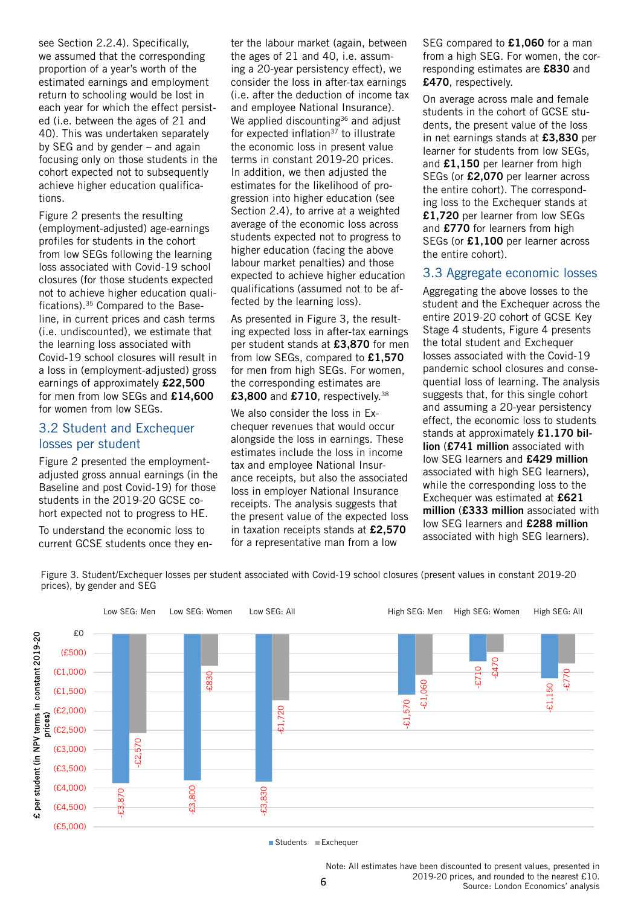see Section 2.2.4). Specifically, we assumed that the corresponding proportion of a year's worth of the estimated earnings and employment return to schooling would be lost in each year for which the effect persisted (i.e. between the ages of 21 and 40). This was undertaken separately by SEG and by gender – and again focusing only on those students in the cohort expected not to subsequently achieve higher education qualifications.

Figure 2 presents the resulting (employment-adjusted) age-earnings profiles for students in the cohort from low SEGs following the learning loss associated with Covid-19 school closures (for those students expected not to achieve higher education qualifications).[35] Compared to the Baseline, in current prices and cash terms (i.e. undiscounted), we estimate that the learning loss associated with Covid-19 school closures will result in a loss in (employment-adjusted) gross earnings of approximately **£22,500** for men from low SEGs and **£14,600** for women from low SEGs.

## 3.2 Student and Exchequer losses per student

Figure 2 presented the employment-adjusted gross annual earnings (in the Baseline and post Covid-19) for those students in the 2019-20 GCSE cohort expected not to progress to HE.

To understand the economic loss to current GCSE students once they enter the labour market (again, between the ages of 21 and 40, i.e. assuming a 20-year persistency effect), we consider the loss in after-tax earnings (i.e. after the deduction of income tax and employee National Insurance). We applied discounting[36] and adjust for expected inflation[37] to illustrate the economic loss in present value terms in constant 2019-20 prices. In addition, we then adjusted the estimates for the likelihood of progression into higher education (see Section 2.4), to arrive at a weighted average of the economic loss across students expected not to progress to higher education (facing the above labour market penalties) and those expected to achieve higher education qualifications (assumed not to be affected by the learning loss).

As presented in Figure 3, the resulting expected loss in after-tax earnings per student stands at **£3,870** for men from low SEGs, compared to **£1,570** for men from high SEGs. For women, the corresponding estimates are **£3,800** and **£710**, respectively.[38]

We also consider the loss in Exchequer revenues that would occur alongside the loss in earnings. These estimates include the loss in income tax and employee National Insurance receipts, but also the associated loss in employer National Insurance receipts. The analysis suggests that the present value of the expected loss in taxation receipts stands at **£2,570** for a representative man from a low SEG compared to **£1,060** for a man from a high SEG. For women, the corresponding estimates are **£830** and **£470**, respectively.

On average across male and female students in the cohort of GCSE students, the present value of the loss in net earnings stands at **£3,830** per learner for students from low SEGs, and **£1,150** per learner from high SEGs (or **£2,070** per learner across the entire cohort). The corresponding loss to the Exchequer stands at **£1,720** per learner from low SEGs and **£770** for learners from high SEGs (or **£1,100** per learner across the entire cohort).

## 3.3 Aggregate economic losses

Aggregating the above losses to the student and the Exchequer across the entire 2019-20 cohort of GCSE Key Stage 4 students, Figure 4 presents the total student and Exchequer losses associated with the Covid-19 pandemic school closures and consequential loss of learning. The analysis suggests that, for this single cohort and assuming a 20-year persistency effect, the economic loss to students stands at approximately **£1.170 billion** (**£741 million** associated with low SEG learners and **£429 million** associated with high SEG learners), while the corresponding loss to the Exchequer was estimated at **£621 million** (**£333 million** associated with low SEG learners and **£288 million** associated with high SEG learners).

Figure 3. Student/Exchequer losses per student associated with Covid-19 school closures (present values in constant 2019-20 prices), by gender and SEG

| £ per student (in NPV terms in constant 2019-20 prices) | Low SEG: Men | Low SEG: Women | Low SEG: All | High SEG: Men | High SEG: Women | High SEG: All |
|---|---|---|---|---|---|---|
| Students | -£3,870 | -£3,800 | -£3,830 | -£1,570 | -£710 | -£1,150 |
| Exchequer | -£2,570 | -£830 | -£1,720 | -£1,060 | -£470 | -£770 |

Note: All estimates have been discounted to present values, presented in 2019-20 prices, and rounded to the nearest £10.
Source: London Economics' analysis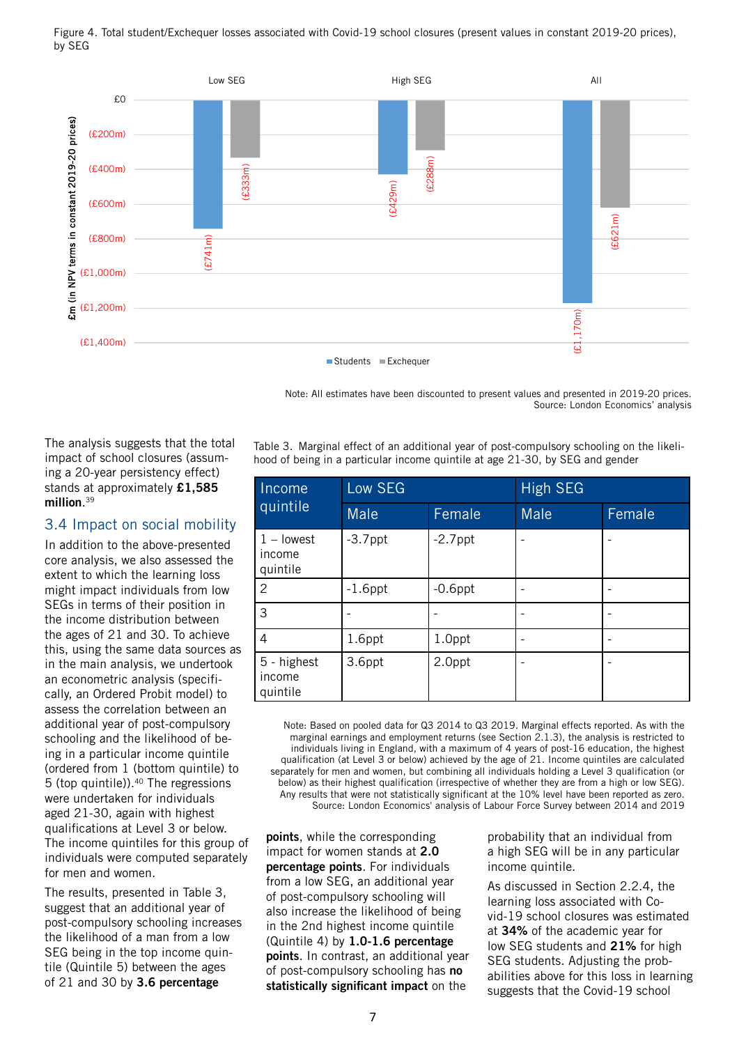Figure 4. Total student/Exchequer losses associated with Covid-19 school closures (present values in constant 2019-20 prices), by SEG

| | Students | Exchequer |
|---|---|---|
| Low SEG | (£741m) | (£333m) |
| High SEG | (£429m) | (£288m) |
| All | (£1,170m) | (£621m) |

Note: All estimates have been discounted to present values and presented in 2019-20 prices.
Source: London Economics' analysis

The analysis suggests that the total impact of school closures (assuming a 20-year persistency effect) stands at approximately **£1,585 million**.[39]

## 3.4 Impact on social mobility

In addition to the above-presented core analysis, we also assessed the extent to which the learning loss might impact individuals from low SEGs in terms of their position in the income distribution between the ages of 21 and 30. To achieve this, using the same data sources as in the main analysis, we undertook an econometric analysis (specifically, an Ordered Probit model) to assess the correlation between an additional year of post-compulsory schooling and the likelihood of being in a particular income quintile (ordered from 1 (bottom quintile) to 5 (top quintile)).[40] The regressions were undertaken for individuals aged 21-30, again with highest qualifications at Level 3 or below. The income quintiles for this group of individuals were computed separately for men and women.

Table 3. Marginal effect of an additional year of post-compulsory schooling on the likelihood of being in a particular income quintile at age 21-30, by SEG and gender

| Income quintile | Low SEG | | High SEG | |
|---|---|---|---|---|
| | Male | Female | Male | Female |
| 1 – lowest income quintile | -3.7ppt | -2.7ppt | - | - |
| 2 | -1.6ppt | -0.6ppt | - | - |
| 3 | - | - | - | - |
| 4 | 1.6ppt | 1.0ppt | - | - |
| 5 - highest income quintile | 3.6ppt | 2.0ppt | - | - |

Note: Based on pooled data for Q3 2014 to Q3 2019. Marginal effects reported. As with the marginal earnings and employment returns (see Section 2.1.3), the analysis is restricted to individuals living in England, with a maximum of 4 years of post-16 education, the highest qualification (at Level 3 or below) achieved by the age of 21. Income quintiles are calculated separately for men and women, but combining all individuals holding a Level 3 qualification (or below) as their highest qualification (irrespective of whether they are from a high or low SEG). Any results that were not statistically significant at the 10% level have been reported as zero.
Source: London Economics' analysis of Labour Force Survey between 2014 and 2019

The results, presented in Table 3, suggest that an additional year of post-compulsory schooling increases the likelihood of a man from a low SEG being in the top income quintile (Quintile 5) between the ages of 21 and 30 by **3.6 percentage points**, while the corresponding impact for women stands at **2.0 percentage points**. For individuals from a low SEG, an additional year of post-compulsory schooling will also increase the likelihood of being in the 2nd highest income quintile (Quintile 4) by **1.0-1.6 percentage points**. In contrast, an additional year of post-compulsory schooling has **no statistically significant impact** on the probability that an individual from a high SEG will be in any particular income quintile.

As discussed in Section 2.2.4, the learning loss associated with Covid-19 school closures was estimated at **34%** of the academic year for low SEG students and **21%** for high SEG students. Adjusting the probabilities above for this loss in learning suggests that the Covid-19 school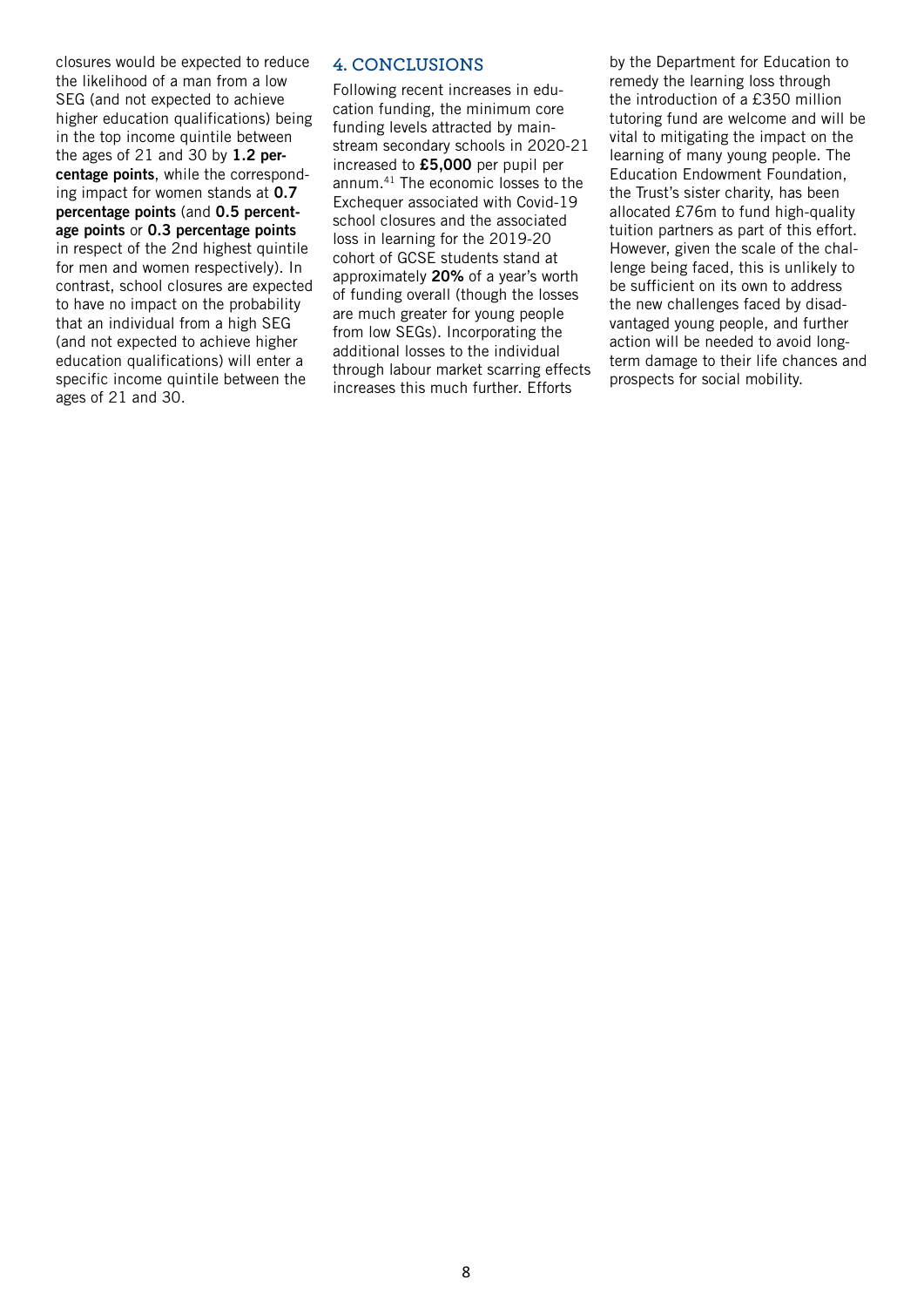closures would be expected to reduce the likelihood of a man from a low SEG (and not expected to achieve higher education qualifications) being in the top income quintile between the ages of 21 and 30 by **1.2 percentage points**, while the corresponding impact for women stands at **0.7 percentage points** (and **0.5 percentage points** or **0.3 percentage points** in respect of the 2nd highest quintile for men and women respectively). In contrast, school closures are expected to have no impact on the probability that an individual from a high SEG (and not expected to achieve higher education qualifications) will enter a specific income quintile between the ages of 21 and 30.

## 4. CONCLUSIONS

Following recent increases in education funding, the minimum core funding levels attracted by mainstream secondary schools in 2020-21 increased to **£5,000** per pupil per annum.[41] The economic losses to the Exchequer associated with Covid-19 school closures and the associated loss in learning for the 2019-20 cohort of GCSE students stand at approximately **20%** of a year's worth of funding overall (though the losses are much greater for young people from low SEGs). Incorporating the additional losses to the individual through labour market scarring effects increases this much further. Efforts by the Department for Education to remedy the learning loss through the introduction of a £350 million tutoring fund are welcome and will be vital to mitigating the impact on the learning of many young people. The Education Endowment Foundation, the Trust's sister charity, has been allocated £76m to fund high-quality tuition partners as part of this effort. However, given the scale of the challenge being faced, this is unlikely to be sufficient on its own to address the new challenges faced by disadvantaged young people, and further action will be needed to avoid long-term damage to their life chances and prospects for social mobility.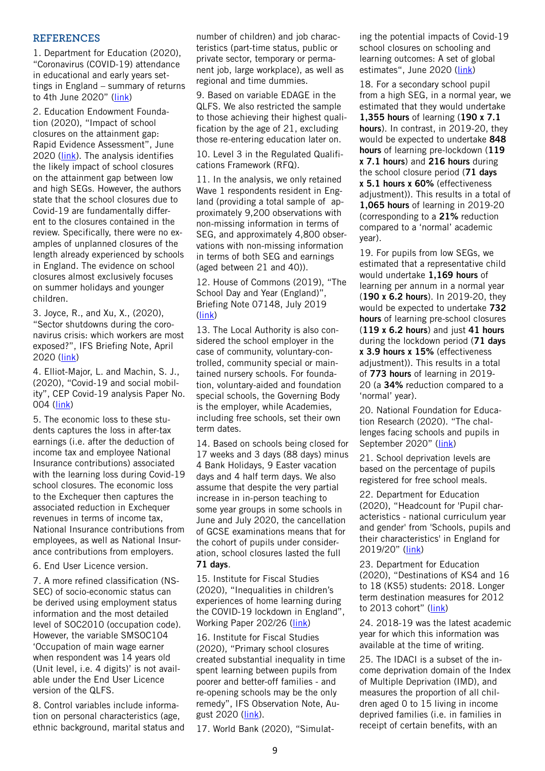## REFERENCES

1. Department for Education (2020), "Coronavirus (COVID-19) attendance in educational and early years settings in England – summary of returns to 4th June 2020" (link)

2. Education Endowment Foundation (2020), "Impact of school closures on the attainment gap: Rapid Evidence Assessment", June 2020 (link). The analysis identifies the likely impact of school closures on the attainment gap between low and high SEGs. However, the authors state that the school closures due to Covid-19 are fundamentally different to the closures contained in the review. Specifically, there were no examples of unplanned closures of the length already experienced by schools in England. The evidence on school closures almost exclusively focuses on summer holidays and younger children.

3. Joyce, R., and Xu, X., (2020), "Sector shutdowns during the coronavirus crisis: which workers are most exposed?", IFS Briefing Note, April 2020 (link)

4. Elliot-Major, L. and Machin, S. J., (2020), "Covid-19 and social mobility", CEP Covid-19 analysis Paper No. 004 (link)

5. The economic loss to these students captures the loss in after-tax earnings (i.e. after the deduction of income tax and employee National Insurance contributions) associated with the learning loss during Covid-19 school closures. The economic loss to the Exchequer then captures the associated reduction in Exchequer revenues in terms of income tax, National Insurance contributions from employees, as well as National Insurance contributions from employers.

6. End User Licence version.

7. A more refined classification (NS-SEC) of socio-economic status can be derived using employment status information and the most detailed level of SOC2010 (occupation code). However, the variable SMSOC104 'Occupation of main wage earner when respondent was 14 years old (Unit level, i.e. 4 digits)' is not available under the End User Licence version of the QLFS.

8. Control variables include information on personal characteristics (age, ethnic background, marital status and number of children) and job characteristics (part-time status, public or private sector, temporary or permanent job, large workplace), as well as regional and time dummies.

9. Based on variable EDAGE in the QLFS. We also restricted the sample to those achieving their highest qualification by the age of 21, excluding those re-entering education later on.

10. Level 3 in the Regulated Qualifications Framework (RFQ).

11. In the analysis, we only retained Wave 1 respondents resident in England (providing a total sample of approximately 9,200 observations with non-missing information in terms of SEG, and approximately 4,800 observations with non-missing information in terms of both SEG and earnings (aged between 21 and 40)).

12. House of Commons (2019), "The School Day and Year (England)", Briefing Note 07148, July 2019 (link)

13. The Local Authority is also considered the school employer in the case of community, voluntary-controlled, community special or maintained nursery schools. For foundation, voluntary-aided and foundation special schools, the Governing Body is the employer, while Academies, including free schools, set their own term dates.

14. Based on schools being closed for 17 weeks and 3 days (88 days) minus 4 Bank Holidays, 9 Easter vacation days and 4 half term days. We also assume that despite the very partial increase in in-person teaching to some year groups in some schools in June and July 2020, the cancellation of GCSE examinations means that for the cohort of pupils under consideration, school closures lasted the full **71 days**.

15. Institute for Fiscal Studies (2020), "Inequalities in children's experiences of home learning during the COVID-19 lockdown in England", Working Paper 202/26 (link)

16. Institute for Fiscal Studies (2020), "Primary school closures created substantial inequality in time spent learning between pupils from poorer and better-off families - and re-opening schools may be the only remedy", IFS Observation Note, August 2020 (link).

17. World Bank (2020), "Simulating the potential impacts of Covid-19 school closures on schooling and learning outcomes: A set of global estimates", June 2020 (link)

18. For a secondary school pupil from a high SEG, in a normal year, we estimated that they would undertake **1,355 hours** of learning (**190 x 7.1 hours**). In contrast, in 2019-20, they would be expected to undertake **848 hours** of learning pre-lockdown (**119 x 7.1 hours**) and **216 hours** during the school closure period (**71 days x 5.1 hours x 60%** (effectiveness adjustment)). This results in a total of **1,065 hours** of learning in 2019-20 (corresponding to a **21%** reduction compared to a 'normal' academic year).

19. For pupils from low SEGs, we estimated that a representative child would undertake **1,169 hours** of learning per annum in a normal year (**190 x 6.2 hours**). In 2019-20, they would be expected to undertake **732 hours** of learning pre-school closures (**119 x 6.2 hours**) and just **41 hours** during the lockdown period (**71 days x 3.9 hours x 15%** (effectiveness adjustment)). This results in a total of **773 hours** of learning in 2019-20 (a **34%** reduction compared to a 'normal' year).

20. National Foundation for Education Research (2020). "The challenges facing schools and pupils in September 2020" (link)

21. School deprivation levels are based on the percentage of pupils registered for free school meals.

22. Department for Education (2020), "Headcount for 'Pupil characteristics - national curriculum year and gender' from 'Schools, pupils and their characteristics' in England for 2019/20" (link)

23. Department for Education (2020), "Destinations of KS4 and 16 to 18 (KS5) students: 2018. Longer term destination measures for 2012 to 2013 cohort" (link)

24. 2018-19 was the latest academic year for which this information was available at the time of writing.

25. The IDACI is a subset of the income deprivation domain of the Index of Multiple Deprivation (IMD), and measures the proportion of all children aged 0 to 15 living in income deprived families (i.e. in families in receipt of certain benefits, with an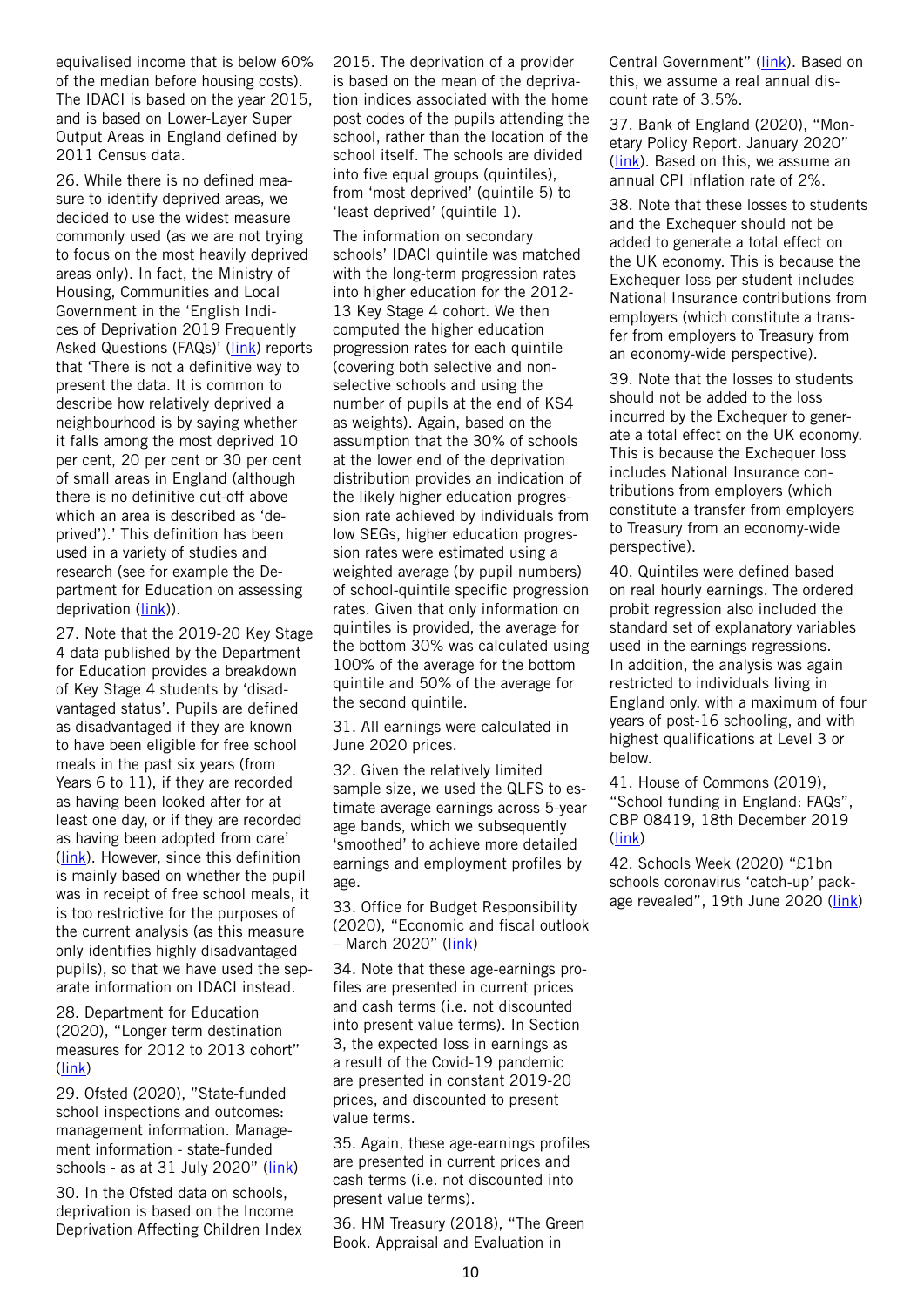equivalised income that is below 60% of the median before housing costs). The IDACI is based on the year 2015, and is based on Lower-Layer Super Output Areas in England defined by 2011 Census data.

26. While there is no defined measure to identify deprived areas, we decided to use the widest measure commonly used (as we are not trying to focus on the most heavily deprived areas only). In fact, the Ministry of Housing, Communities and Local Government in the 'English Indices of Deprivation 2019 Frequently Asked Questions (FAQs)' (link) reports that 'There is not a definitive way to present the data. It is common to describe how relatively deprived a neighbourhood is by saying whether it falls among the most deprived 10 per cent, 20 per cent or 30 per cent of small areas in England (although there is no definitive cut-off above which an area is described as 'deprived').' This definition has been used in a variety of studies and research (see for example the Department for Education on assessing deprivation (link)).

27. Note that the 2019-20 Key Stage 4 data published by the Department for Education provides a breakdown of Key Stage 4 students by 'disadvantaged status'. Pupils are defined as disadvantaged if they are known to have been eligible for free school meals in the past six years (from Years 6 to 11), if they are recorded as having been looked after for at least one day, or if they are recorded as having been adopted from care' (link). However, since this definition is mainly based on whether the pupil was in receipt of free school meals, it is too restrictive for the purposes of the current analysis (as this measure only identifies highly disadvantaged pupils), so that we have used the separate information on IDACI instead.

28. Department for Education (2020), "Longer term destination measures for 2012 to 2013 cohort" (link)

29. Ofsted (2020), "State-funded school inspections and outcomes: management information. Management information - state-funded schools - as at 31 July 2020" (link)

30. In the Ofsted data on schools, deprivation is based on the Income Deprivation Affecting Children Index 2015. The deprivation of a provider is based on the mean of the deprivation indices associated with the home post codes of the pupils attending the school, rather than the location of the school itself. The schools are divided into five equal groups (quintiles), from 'most deprived' (quintile 5) to 'least deprived' (quintile 1).

The information on secondary schools' IDACI quintile was matched with the long-term progression rates into higher education for the 2012-13 Key Stage 4 cohort. We then computed the higher education progression rates for each quintile (covering both selective and non-selective schools and using the number of pupils at the end of KS4 as weights). Again, based on the assumption that the 30% of schools at the lower end of the deprivation distribution provides an indication of the likely higher education progression rate achieved by individuals from low SEGs, higher education progression rates were estimated using a weighted average (by pupil numbers) of school-quintile specific progression rates. Given that only information on quintiles is provided, the average for the bottom 30% was calculated using 100% of the average for the bottom quintile and 50% of the average for the second quintile.

31. All earnings were calculated in June 2020 prices.

32. Given the relatively limited sample size, we used the QLFS to estimate average earnings across 5-year age bands, which we subsequently 'smoothed' to achieve more detailed earnings and employment profiles by age.

33. Office for Budget Responsibility (2020), "Economic and fiscal outlook – March 2020" (link)

34. Note that these age-earnings profiles are presented in current prices and cash terms (i.e. not discounted into present value terms). In Section 3, the expected loss in earnings as a result of the Covid-19 pandemic are presented in constant 2019-20 prices, and discounted to present value terms.

35. Again, these age-earnings profiles are presented in current prices and cash terms (i.e. not discounted into present value terms).

36. HM Treasury (2018), "The Green Book. Appraisal and Evaluation in Central Government" (link). Based on this, we assume a real annual discount rate of 3.5%.

37. Bank of England (2020), "Monetary Policy Report. January 2020" (link). Based on this, we assume an annual CPI inflation rate of 2%.

38. Note that these losses to students and the Exchequer should not be added to generate a total effect on the UK economy. This is because the Exchequer loss per student includes National Insurance contributions from employers (which constitute a transfer from employers to Treasury from an economy-wide perspective).

39. Note that the losses to students should not be added to the loss incurred by the Exchequer to generate a total effect on the UK economy. This is because the Exchequer loss includes National Insurance contributions from employers (which constitute a transfer from employers to Treasury from an economy-wide perspective).

40. Quintiles were defined based on real hourly earnings. The ordered probit regression also included the standard set of explanatory variables used in the earnings regressions. In addition, the analysis was again restricted to individuals living in England only, with a maximum of four years of post-16 schooling, and with highest qualifications at Level 3 or below.

41. House of Commons (2019), "School funding in England: FAQs", CBP 08419, 18th December 2019 (link)

42. Schools Week (2020) "£1bn schools coronavirus 'catch-up' package revealed", 19th June 2020 (link)